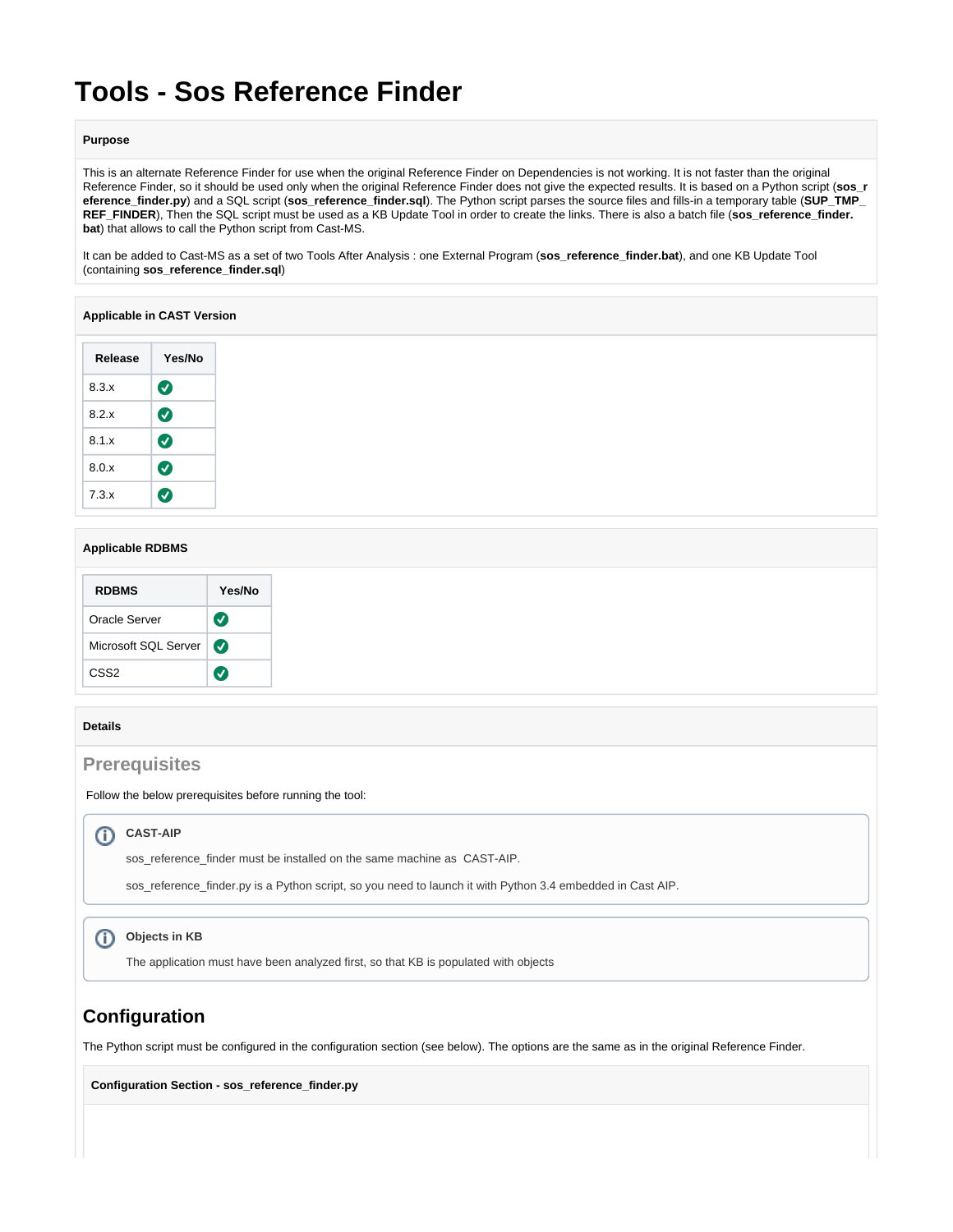# Tools - Sos Reference Finder

**Purpose**

This is an alternate Reference Finder for use when the original Reference Finder on Dependencies is not working. It is not faster than the original Reference Finder, so it should be used only when the original Reference Finder does not give the expected results. It is based on a Python script (**sos_reference_finder.py**) and a SQL script (**sos_reference_finder.sql**). The Python script parses the source files and fills-in a temporary table (**SUP_TMP_REF_FINDER**), Then the SQL script must be used as a KB Update Tool in order to create the links. There is also a batch file (**sos_reference_finder.bat**) that allows to call the Python script from Cast-MS.

It can be added to Cast-MS as a set of two Tools After Analysis : one External Program (**sos_reference_finder.bat**), and one KB Update Tool (containing **sos_reference_finder.sql**)

**Applicable in CAST Version**

| Release | Yes/No |
| --- | --- |
| 8.3.x | ✅ |
| 8.2.x | ✅ |
| 8.1.x | ✅ |
| 8.0.x | ✅ |
| 7.3.x | ✅ |

**Applicable RDBMS**

| RDBMS | Yes/No |
| --- | --- |
| Oracle Server | ✅ |
| Microsoft SQL Server | ✅ |
| CSS2 | ✅ |

**Details**

## Prerequisites

Follow the below prerequisites before running the tool:

> **CAST-AIP**
>
> sos_reference_finder must be installed on the same machine as CAST-AIP.
>
> sos_reference_finder.py is a Python script, so you need to launch it with Python 3.4 embedded in Cast AIP.

> **Objects in KB**
>
> The application must have been analyzed first, so that KB is populated with objects

## Configuration

The Python script must be configured in the configuration section (see below). The options are the same as in the original Reference Finder.

**Configuration Section - sos_reference_finder.py**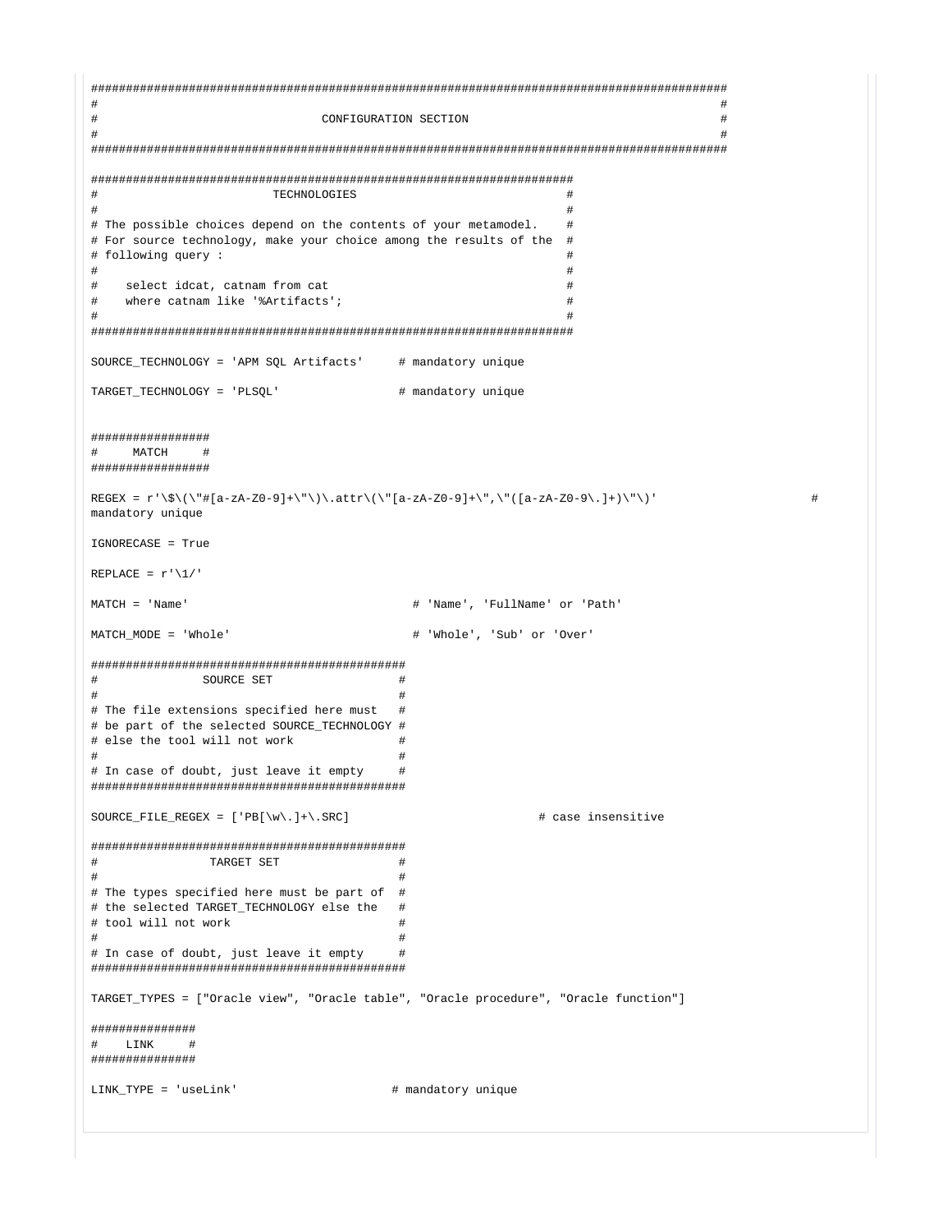```
############################################################################################
#                                                                                          #
#                                 CONFIGURATION SECTION                                    #
#                                                                                          #
############################################################################################

######################################################################
#                          TECHNOLOGIES                              #
#                                                                    #
# The possible choices depend on the contents of your metamodel.    #
# For source technology, make your choice among the results of the  #
# following query :                                                  #
#                                                                    #
#    select idcat, catnam from cat                                   #
#    where catnam like '%Artifacts';                                 #
#                                                                    #
######################################################################

SOURCE_TECHNOLOGY = 'APM SQL Artifacts'     # mandatory unique

TARGET_TECHNOLOGY = 'PLSQL'                 # mandatory unique


#################
#     MATCH     #
#################

REGEX = r'\$\(\"#[a-zA-Z0-9]+\"\)\.attr\(\"[a-zA-Z0-9]+\",\"([a-zA-Z0-9\.]+)\"\)'                       #
mandatory unique

IGNORECASE = True

REPLACE = r'\1/'

MATCH = 'Name'                                # 'Name', 'FullName' or 'Path'

MATCH_MODE = 'Whole'                          # 'Whole', 'Sub' or 'Over'

#############################################
#               SOURCE SET                  #
#                                           #
# The file extensions specified here must   #
# be part of the selected SOURCE_TECHNOLOGY #
# else the tool will not work               #
#                                           #
# In case of doubt, just leave it empty     #
#############################################

SOURCE_FILE_REGEX = ['PB[\w\.]+\.SRC]                          # case insensitive

#############################################
#                TARGET SET                 #
#                                           #
# The types specified here must be part of  #
# the selected TARGET_TECHNOLOGY else the   #
# tool will not work                        #
#                                           #
# In case of doubt, just leave it empty     #
#############################################

TARGET_TYPES = ["Oracle view", "Oracle table", "Oracle procedure", "Oracle function"]

###############
#    LINK     #
###############

LINK_TYPE = 'useLink'                      # mandatory unique
```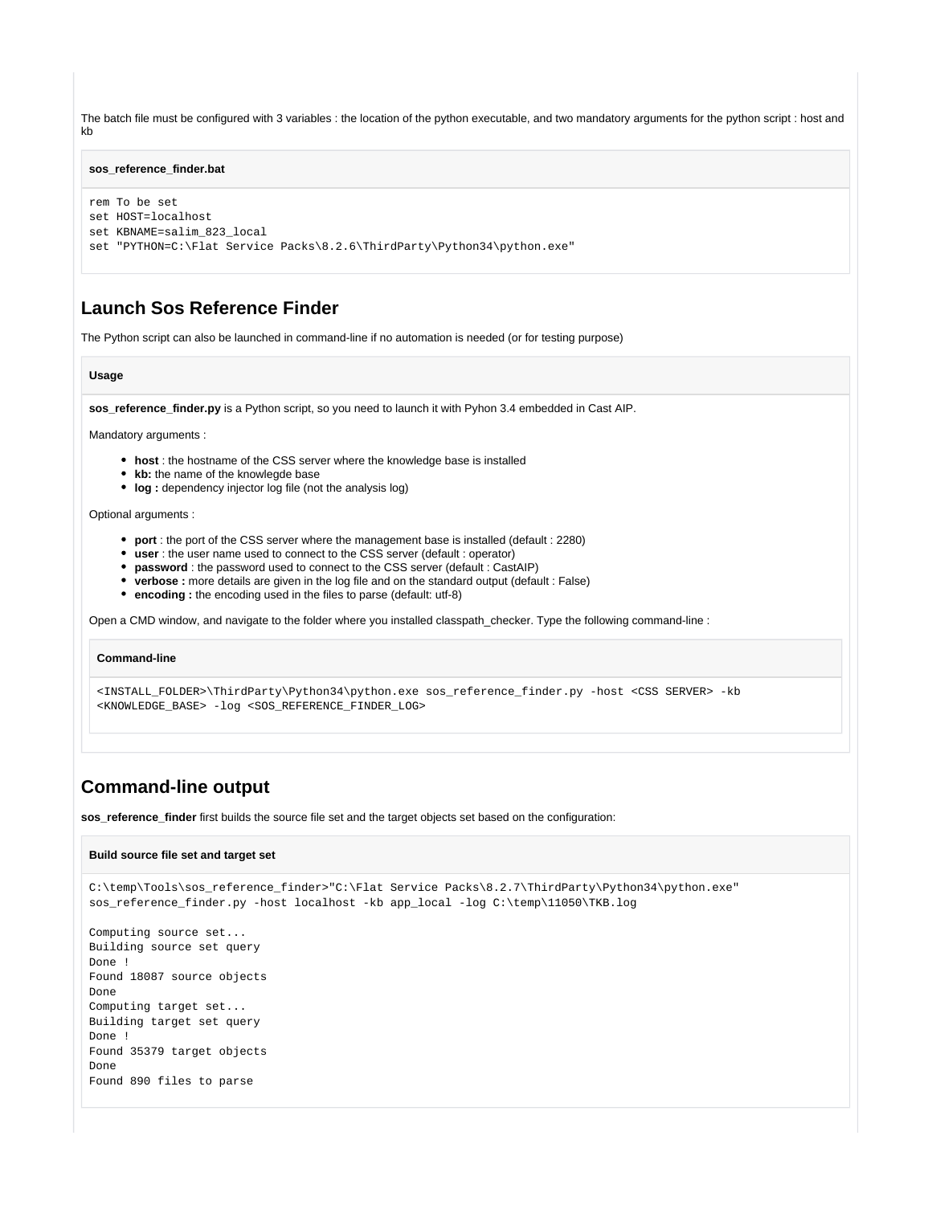The batch file must be configured with 3 variables : the location of the python executable, and two mandatory arguments for the python script : host and kb

**sos_reference_finder.bat**

```
rem To be set
set HOST=localhost
set KBNAME=salim_823_local
set "PYTHON=C:\Flat Service Packs\8.2.6\ThirdParty\Python34\python.exe"
```

## Launch Sos Reference Finder

The Python script can also be launched in command-line if no automation is needed (or for testing purpose)

**Usage**

**sos_reference_finder.py** is a Python script, so you need to launch it with Pyhon 3.4 embedded in Cast AIP.

Mandatory arguments :

- **host** : the hostname of the CSS server where the knowledge base is installed
- **kb:** the name of the knowlegde base
- **log :** dependency injector log file (not the analysis log)

Optional arguments :

- **port** : the port of the CSS server where the management base is installed (default : 2280)
- **user** : the user name used to connect to the CSS server (default : operator)
- **password** : the password used to connect to the CSS server (default : CastAIP)
- **verbose :** more details are given in the log file and on the standard output (default : False)
- **encoding :** the encoding used in the files to parse (default: utf-8)

Open a CMD window, and navigate to the folder where you installed classpath_checker. Type the following command-line :

**Command-line**

```
<INSTALL_FOLDER>\ThirdParty\Python34\python.exe sos_reference_finder.py -host <CSS SERVER> -kb
<KNOWLEDGE_BASE> -log <SOS_REFERENCE_FINDER_LOG>
```

## Command-line output

**sos_reference_finder** first builds the source file set and the target objects set based on the configuration:

**Build source file set and target set**

```
C:\temp\Tools\sos_reference_finder>"C:\Flat Service Packs\8.2.7\ThirdParty\Python34\python.exe"
sos_reference_finder.py -host localhost -kb app_local -log C:\temp\11050\TKB.log

Computing source set...
Building source set query
Done !
Found 18087 source objects
Done
Computing target set...
Building target set query
Done !
Found 35379 target objects
Done
Found 890 files to parse
```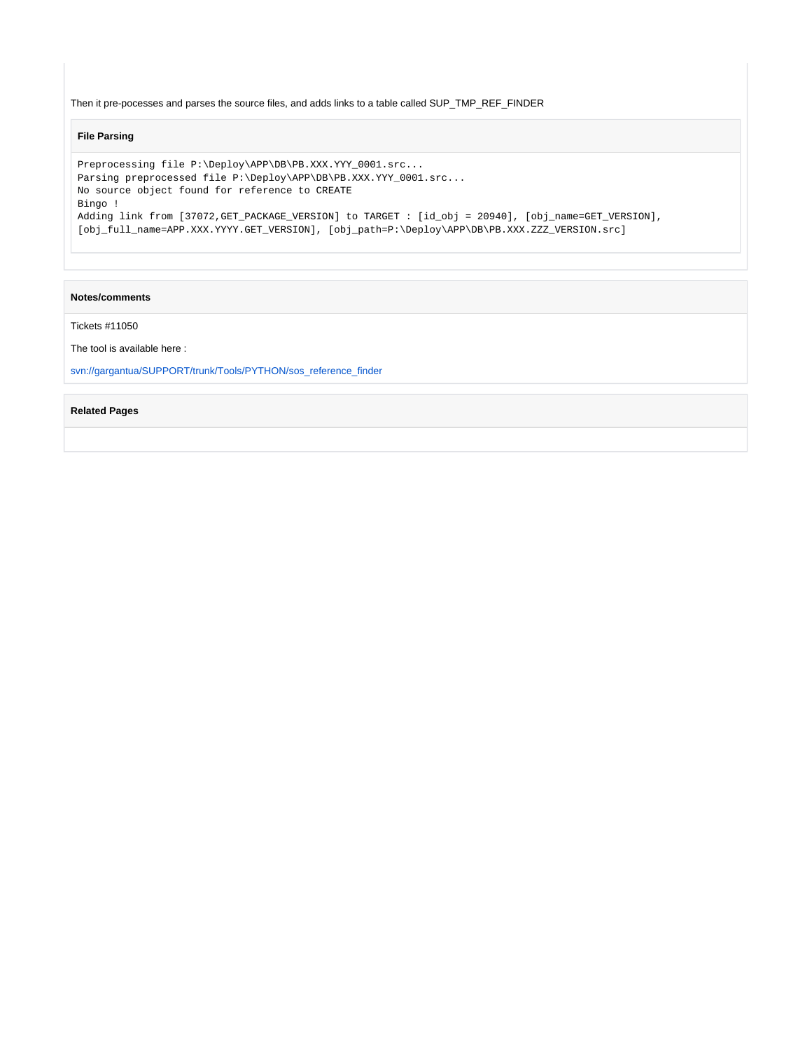Then it pre-pocesses and parses the source files, and adds links to a table called SUP_TMP_REF_FINDER

**File Parsing**

```
Preprocessing file P:\Deploy\APP\DB\PB.XXX.YYY_0001.src...
Parsing preprocessed file P:\Deploy\APP\DB\PB.XXX.YYY_0001.src...
No source object found for reference to CREATE
Bingo !
Adding link from [37072,GET_PACKAGE_VERSION] to TARGET : [id_obj = 20940], [obj_name=GET_VERSION],
[obj_full_name=APP.XXX.YYYY.GET_VERSION], [obj_path=P:\Deploy\APP\DB\PB.XXX.ZZZ_VERSION.src]
```

**Notes/comments**

Tickets #11050

The tool is available here :

svn://gargantua/SUPPORT/trunk/Tools/PYTHON/sos_reference_finder

**Related Pages**